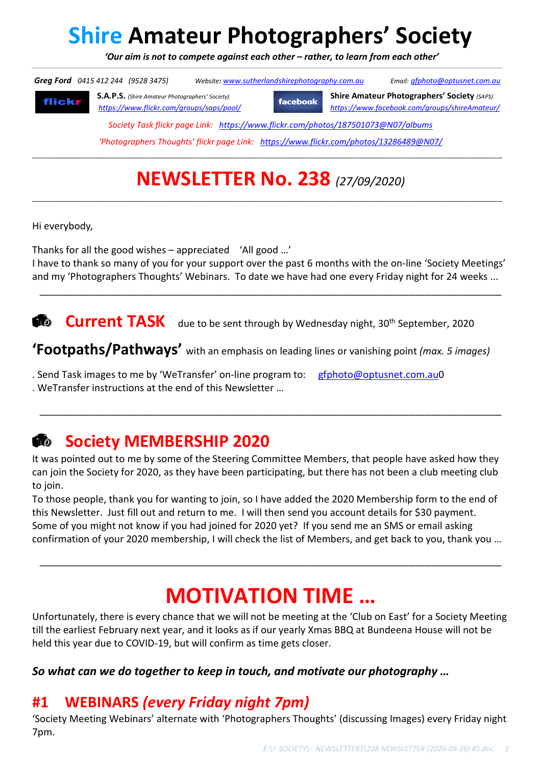# Shire Amateur Photographers' Society

***'Our aim is not to compete against each other – rather, to learn from each other'***

***Greg Ford*** *0415 412 244 (9528 3475)* Website: *www.sutherlandshirephotography.com.au* Email: *gfphoto@optusnet.com.au*

flickr **S.A.P.S.** *(Shire Amateur Photographers' Society)* *https://www.flickr.com/groups/saps/pool/*

facebook **Shire Amateur Photographers' Society** *(SAPS)* *https://www.facebook.com/groups/shireAmateur/*

*Society Task flickr page Link:* *https://www.flickr.com/photos/187501073@N07/albums*

*'Photographers Thoughts' flickr page Link:* *https://www.flickr.com/photos/13286489@N07/*

---

# NEWSLETTER No. 238 *(27/09/2020)*

---

Hi everybody,

Thanks for all the good wishes – appreciated 'All good …'
I have to thank so many of you for your support over the past 6 months with the on-line 'Society Meetings' and my 'Photographers Thoughts' Webinars. To date we have had one every Friday night for 24 weeks ...

---

## Current TASK due to be sent through by Wednesday night, 30th September, 2020

**'Footpaths/Pathways'** with an emphasis on leading lines or vanishing point *(max. 5 images)*

. Send Task images to me by 'WeTransfer' on-line program to: gfphoto@optusnet.com.au0
. WeTransfer instructions at the end of this Newsletter …

---

## Society MEMBERSHIP 2020

It was pointed out to me by some of the Steering Committee Members, that people have asked how they can join the Society for 2020, as they have been participating, but there has not been a club meeting club to join.
To those people, thank you for wanting to join, so I have added the 2020 Membership form to the end of this Newsletter. Just fill out and return to me. I will then send you account details for $30 payment.
Some of you might not know if you had joined for 2020 yet? If you send me an SMS or email asking confirmation of your 2020 membership, I will check the list of Members, and get back to you, thank you …

---

# MOTIVATION TIME …

Unfortunately, there is every chance that we will not be meeting at the 'Club on East' for a Society Meeting till the earliest February next year, and it looks as if our yearly Xmas BBQ at Bundeena House will not be held this year due to COVID-19, but will confirm as time gets closer.

***So what can we do together to keep in touch, and motivate our photography …***

## #1 WEBINARS *(every Friday night 7pm)*

'Society Meeting Webinars' alternate with 'Photographers Thoughts' (discussing Images) every Friday night 7pm.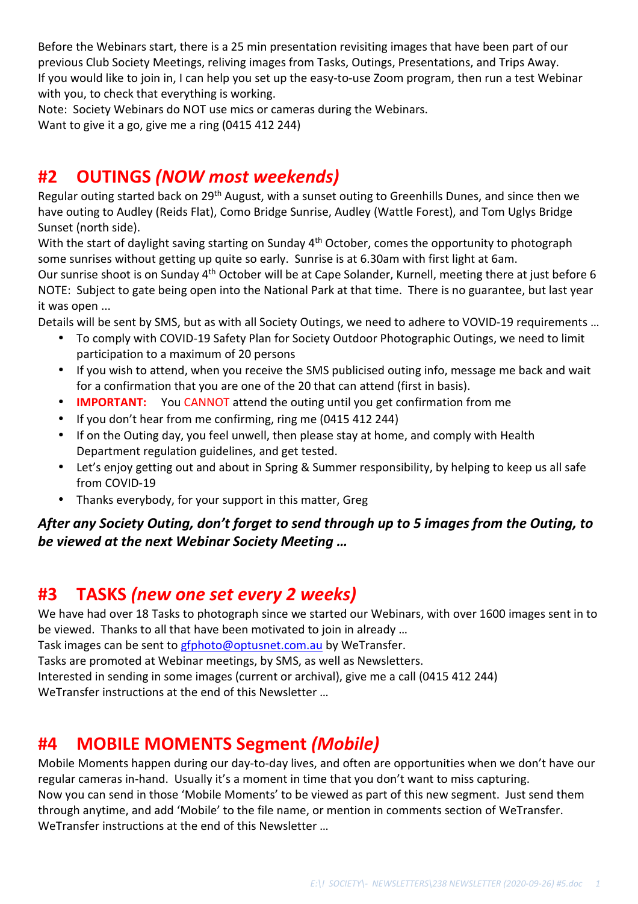Before the Webinars start, there is a 25 min presentation revisiting images that have been part of our previous Club Society Meetings, reliving images from Tasks, Outings, Presentations, and Trips Away.
If you would like to join in, I can help you set up the easy-to-use Zoom program, then run a test Webinar with you, to check that everything is working.
Note: Society Webinars do NOT use mics or cameras during the Webinars.
Want to give it a go, give me a ring (0415 412 244)

## #2 OUTINGS *(NOW most weekends)*

Regular outing started back on 29th August, with a sunset outing to Greenhills Dunes, and since then we have outing to Audley (Reids Flat), Como Bridge Sunrise, Audley (Wattle Forest), and Tom Uglys Bridge Sunset (north side).
With the start of daylight saving starting on Sunday 4th October, comes the opportunity to photograph some sunrises without getting up quite so early. Sunrise is at 6.30am with first light at 6am.
Our sunrise shoot is on Sunday 4th October will be at Cape Solander, Kurnell, meeting there at just before 6
NOTE: Subject to gate being open into the National Park at that time. There is no guarantee, but last year it was open ...
Details will be sent by SMS, but as with all Society Outings, we need to adhere to VOVID-19 requirements …

- To comply with COVID-19 Safety Plan for Society Outdoor Photographic Outings, we need to limit participation to a maximum of 20 persons
- If you wish to attend, when you receive the SMS publicised outing info, message me back and wait for a confirmation that you are one of the 20 that can attend (first in basis).
- **IMPORTANT:** You CANNOT attend the outing until you get confirmation from me
- If you don't hear from me confirming, ring me (0415 412 244)
- If on the Outing day, you feel unwell, then please stay at home, and comply with Health Department regulation guidelines, and get tested.
- Let's enjoy getting out and about in Spring & Summer responsibility, by helping to keep us all safe from COVID-19
- Thanks everybody, for your support in this matter, Greg

***After any Society Outing, don't forget to send through up to 5 images from the Outing, to be viewed at the next Webinar Society Meeting …***

## #3 TASKS *(new one set every 2 weeks)*

We have had over 18 Tasks to photograph since we started our Webinars, with over 1600 images sent in to be viewed. Thanks to all that have been motivated to join in already …
Task images can be sent to gfphoto@optusnet.com.au by WeTransfer.
Tasks are promoted at Webinar meetings, by SMS, as well as Newsletters.
Interested in sending in some images (current or archival), give me a call (0415 412 244)
WeTransfer instructions at the end of this Newsletter …

## #4 MOBILE MOMENTS Segment *(Mobile)*

Mobile Moments happen during our day-to-day lives, and often are opportunities when we don't have our regular cameras in-hand. Usually it's a moment in time that you don't want to miss capturing.
Now you can send in those 'Mobile Moments' to be viewed as part of this new segment. Just send them through anytime, and add 'Mobile' to the file name, or mention in comments section of WeTransfer.
WeTransfer instructions at the end of this Newsletter …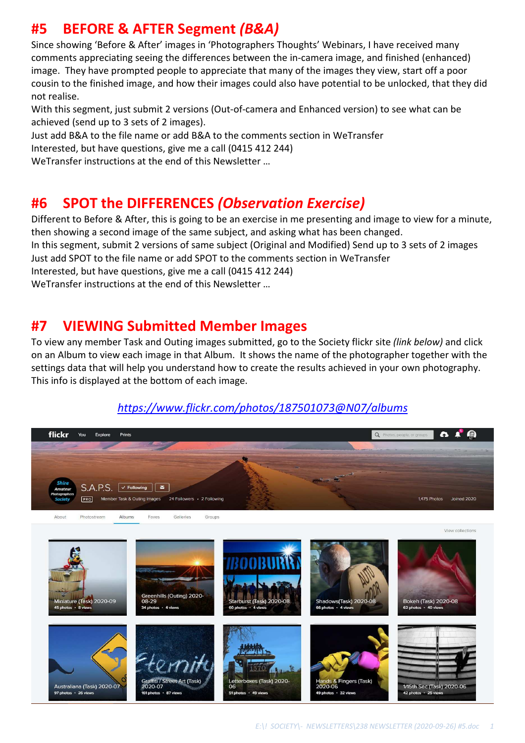## #5 BEFORE & AFTER Segment *(B&A)*

Since showing 'Before & After' images in 'Photographers Thoughts' Webinars, I have received many comments appreciating seeing the differences between the in-camera image, and finished (enhanced) image. They have prompted people to appreciate that many of the images they view, start off a poor cousin to the finished image, and how their images could also have potential to be unlocked, that they did not realise.

With this segment, just submit 2 versions (Out-of-camera and Enhanced version) to see what can be achieved (send up to 3 sets of 2 images).

Just add B&A to the file name or add B&A to the comments section in WeTransfer

Interested, but have questions, give me a call (0415 412 244)

WeTransfer instructions at the end of this Newsletter …

## #6 SPOT the DIFFERENCES *(Observation Exercise)*

Different to Before & After, this is going to be an exercise in me presenting and image to view for a minute, then showing a second image of the same subject, and asking what has been changed.

In this segment, submit 2 versions of same subject (Original and Modified) Send up to 3 sets of 2 images

Just add SPOT to the file name or add SPOT to the comments section in WeTransfer

Interested, but have questions, give me a call (0415 412 244)

WeTransfer instructions at the end of this Newsletter …

## #7 VIEWING Submitted Member Images

To view any member Task and Outing images submitted, go to the Society flickr site *(link below)* and click on an Album to view each image in that Album. It shows the name of the photographer together with the settings data that will help you understand how to create the results achieved in your own photography. This info is displayed at the bottom of each image.

*https://www.flickr.com/photos/187501073@N07/albums*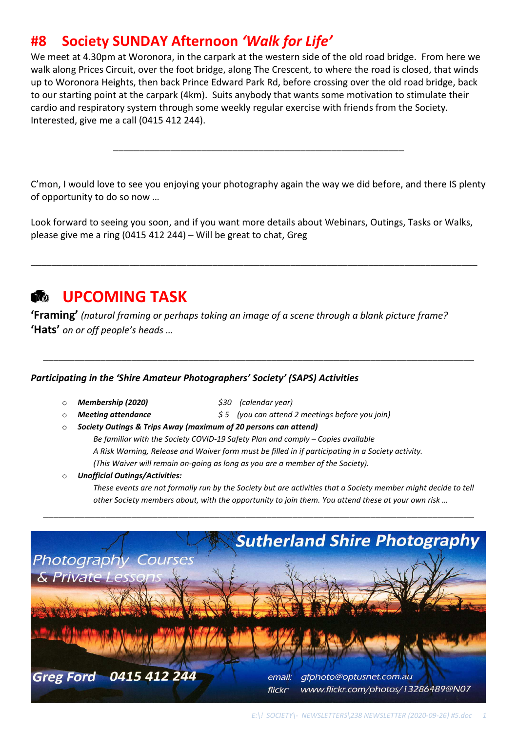## #8 Society SUNDAY Afternoon *'Walk for Life'*

We meet at 4.30pm at Woronora, in the carpark at the western side of the old road bridge. From here we walk along Prices Circuit, over the foot bridge, along The Crescent, to where the road is closed, that winds up to Woronora Heights, then back Prince Edward Park Rd, before crossing over the old road bridge, back to our starting point at the carpark (4km). Suits anybody that wants some motivation to stimulate their cardio and respiratory system through some weekly regular exercise with friends from the Society. Interested, give me a call (0415 412 244).

---

C'mon, I would love to see you enjoying your photography again the way we did before, and there IS plenty of opportunity to do so now …

Look forward to seeing you soon, and if you want more details about Webinars, Outings, Tasks or Walks, please give me a ring (0415 412 244) – Will be great to chat, Greg

---

## UPCOMING TASK

**'Framing'** *(natural framing or perhaps taking an image of a scene through a blank picture frame?*
**'Hats'** *on or off people's heads …*

---

***Participating in the 'Shire Amateur Photographers' Society' (SAPS) Activities***

- ***Membership (2020)*** *$30 (calendar year)*
- ***Meeting attendance*** *$ 5 (you can attend 2 meetings before you join)*
- ***Society Outings & Trips Away (maximum of 20 persons can attend)***
  *Be familiar with the Society COVID-19 Safety Plan and comply – Copies available*
  *A Risk Warning, Release and Waiver form must be filled in if participating in a Society activity.*
  *(This Waiver will remain on-going as long as you are a member of the Society).*
- ***Unofficial Outings/Activities:***
  *These events are not formally run by the Society but are activities that a Society member might decide to tell other Society members about, with the opportunity to join them. You attend these at your own risk …*

---

**Sutherland Shire Photography**

*Photography Courses & Private Lessons*

**Greg Ford 0415 412 244**

*email: gfphoto@optusnet.com.au*
*flickr: www.flickr.com/photos/13286489@N07*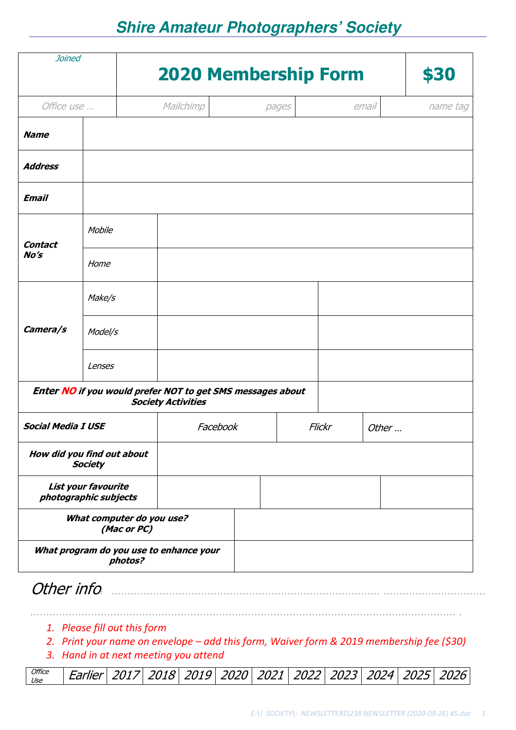# Shire Amateur Photographers' Society

| *Joined* | **2020 Membership Form** | | | **$30** |
|---|---|---|---|---|
| *Office use …* | *Mailchimp* | *pages* | *email* | *name tag* |

| | | | |
|---|---|---|---|
| ***Name*** | | | |
| ***Address*** | | | |
| ***Email*** | | | |
| ***Contact No's*** | *Mobile* | | |
| | *Home* | | |
| ***Camera/s*** | *Make/s* | | |
| | *Model/s* | | |
| | *Lenses* | | |

| | |
|---|---|
| ***Enter NO if you would prefer NOT to get SMS messages about Society Activities*** | |

| | | | |
|---|---|---|---|
| ***Social Media I USE*** | *Facebook* | *Flickr* | *Other …* |
| ***How did you find out about Society*** | | | |
| ***List your favourite photographic subjects*** | | | |

| | |
|---|---|
| ***What computer do you use? (Mac or PC)*** | |
| ***What program do you use to enhance your photos?*** | |

*Other info:* ……………………………………………………………………………………………

……………………………………………………………………………………………………………

1. *Please fill out this form*
2. *Print your name on envelope – add this form, Waiver form & 2019 membership fee ($30)*
3. *Hand in at next meeting you attend*

| *Office Use* | *Earlier* | *2017* | *2018* | *2019* | *2020* | *2021* | *2022* | *2023* | *2024* | *2025* | *2026* |
|---|---|---|---|---|---|---|---|---|---|---|---|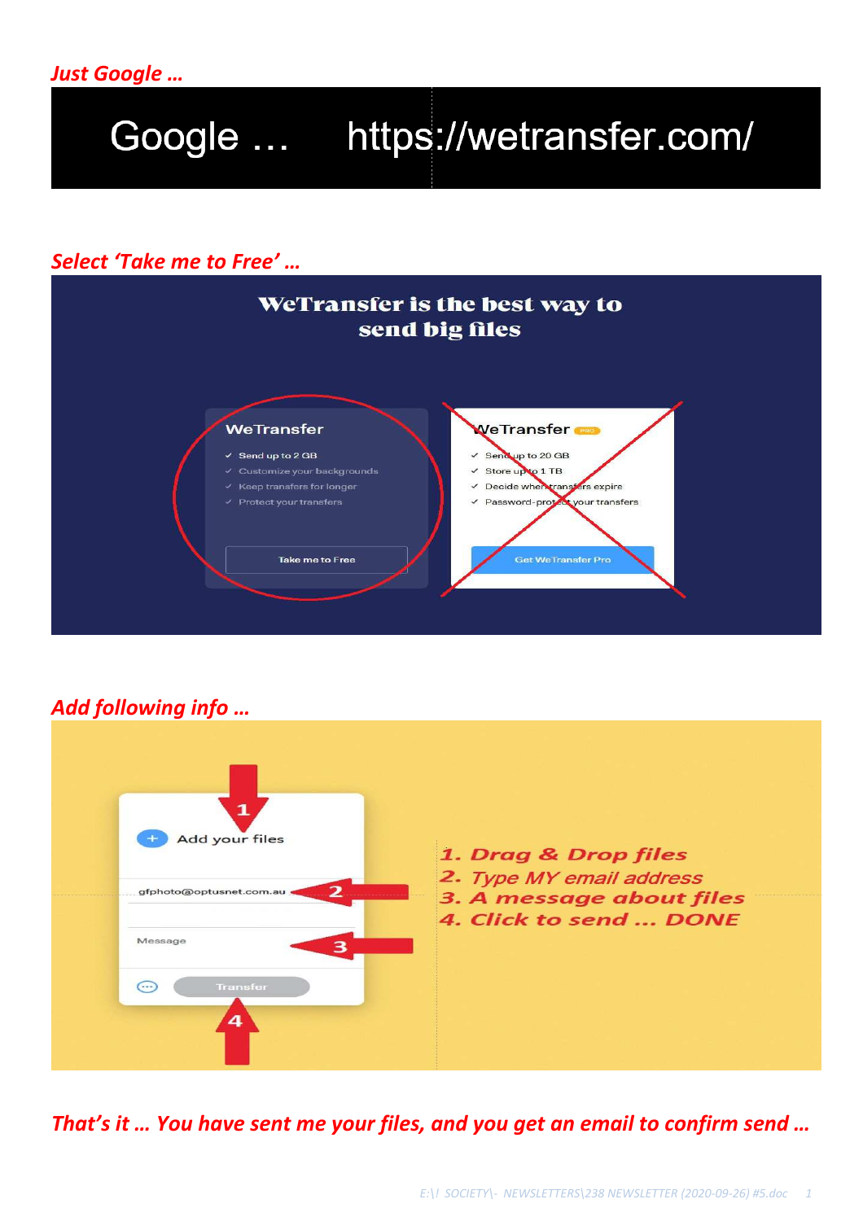*Just Google …*

Google … https://wetransfer.com/

*Select 'Take me to Free' …*

WeTransfer is the best way to send big files

WeTransfer

- Send up to 2 GB
- Customize your backgrounds
- Keep transfers for longer
- Protect your transfers

Take me to Free

WeTransfer PRO

- Send up to 20 GB
- Store up to 1 TB
- Decide when transfers expire
- Password-protect your transfers

Get WeTransfer Pro

*Add following info …*

Add your files

gfphoto@optusnet.com.au

Message

Transfer

1. *Drag & Drop files*
2. *Type MY email address*
3. *A message about files*
4. *Click to send … DONE*

*That's it … You have sent me your files, and you get an email to confirm send …*